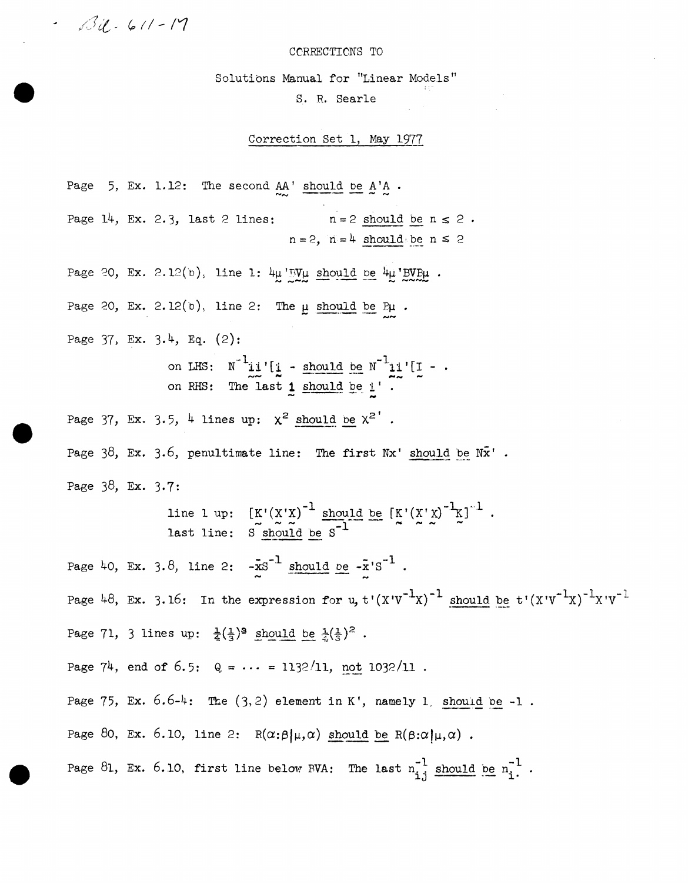BU-611-M

CORRECTIONS TO

Solutions Manual for "Linear Models"

S. R. Searle

Correction Set 1, May 1977

Page 5, Ex. 1.12: The second $\underset{\sim}{A}\underset{\sim}{A}'$ should be $\underset{\sim}{A}'\underset{\sim}{A}$ .

Page 14, Ex. 2.3, last 2 lines: $n = 2$ should be $n \leq 2$ .
$n = 2$, $n = 4$ should be $n \leq 2$

Page 20, Ex. 2.12(b), line 1: $4\underset{\sim}{\mu}'\underset{\sim}{B}\underset{\sim}{V}\underset{\sim}{\mu}$ should be $4\underset{\sim}{\mu}'\underset{\sim}{B}\underset{\sim}{V}\underset{\sim}{B}\underset{\sim}{\mu}$ .

Page 20, Ex. 2.12(b), line 2: The $\underset{\sim}{\mu}$ should be $\underset{\sim}{B}\underset{\sim}{\mu}$ .

Page 37, Ex. 3.4, Eq. (2):

on LHS: $N^{-1}\underset{\sim}{1}\underset{\sim}{1}'[\underset{\sim}{1}\ -$ should be $N^{-1}\underset{\sim}{1}\underset{\sim}{1}'[\underset{\sim}{I}\ -$ .

on RHS: The last $\underset{\sim}{1}$ should be $\underset{\sim}{1}'$ .

Page 37, Ex. 3.5, 4 lines up: $X^2$ should be $X^{2'}$ .

Page 38, Ex. 3.6, penultimate line: The first $Nx'$ should be $N\bar{x}'$ .

Page 38, Ex. 3.7:

line 1 up: $[\underset{\sim}{K}'(\underset{\sim}{X}'\underset{\sim}{X})^{-1}$ should be $[\underset{\sim}{K}'(\underset{\sim}{X}'\underset{\sim}{X})^{-1}\underset{\sim}{K}]^{-1}$ .

last line: $\underset{\sim}{S}$ should be $S^{-1}$

Page 40, Ex. 3.8, line 2: $-\bar{\underset{\sim}{x}}S^{-1}$ should be $-\bar{\underset{\sim}{x}}'S^{-1}$ .

Page 48, Ex. 3.16: In the expression for u, $t'(X'V^{-1}X)^{-1}$ should be $t'(X'V^{-1}X)^{-1}X'V^{-1}$

Page 71, 3 lines up: $\frac{1}{4}(\frac{1}{3})^3$ should be $\frac{1}{2}(\frac{1}{3})^2$ .

Page 74, end of 6.5: $Q = \cdots = 1132/11$, not $1032/11$ .

Page 75, Ex. 6.6-4: The (3,2) element in K', namely 1, should be -1 .

Page 80, Ex. 6.10, line 2: $R(\alpha{:}\beta|\mu,\alpha)$ should be $R(\beta{:}\alpha|\mu,\alpha)$ .

Page 81, Ex. 6.10, first line below BVA: The last $n_{ij}^{-1}$ should be $n_{i.}^{-1}$ .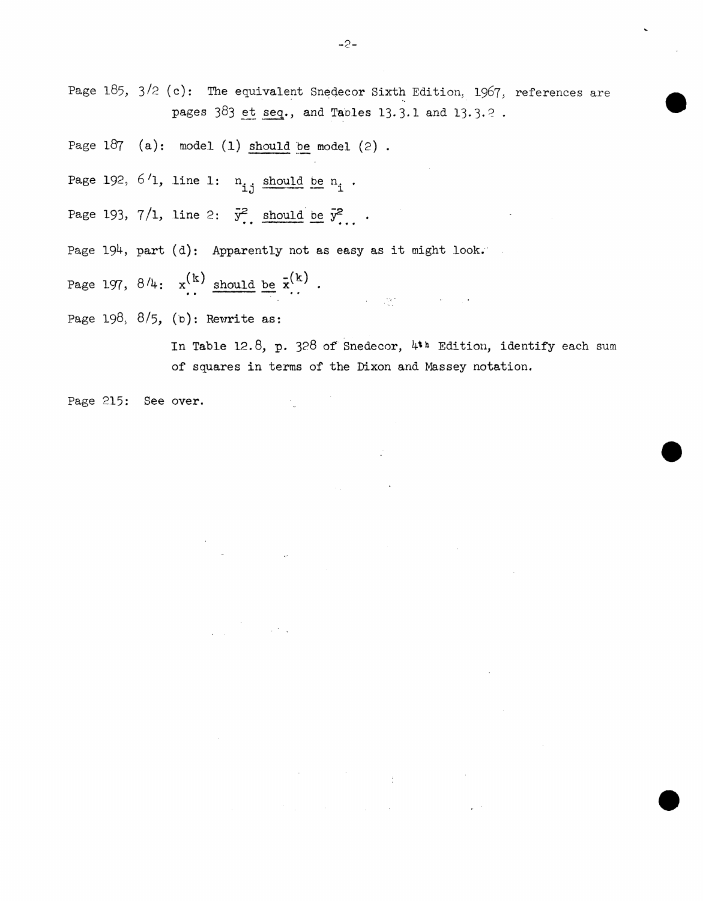Page 185, 3/2 (c): The equivalent Snedecor Sixth Edition, 1967, references are pages 383 *et seq.*, and Tables 13.3.1 and 13.3.2 .

Page 187 (a): model (1) *should be* model (2) .

Page 192, 6/1, line 1: $n_{i.j}$ *should be* $n_i$ .

Page 193, 7/1, line 2: $\bar{y}^2_{..}$ *should be* $\bar{y}^2_{...}$ .

Page 194, part (d): Apparently not as easy as it might look.

Page 197, 8/4: $x^{(k)}_{..}$ *should be* $\bar{x}^{(k)}_{..}$ .

Page 198, 8/5, (b): Rewrite as:

In Table 12.8, p. 328 of Snedecor, 4th Edition, identify each sum of squares in terms of the Dixon and Massey notation.

Page 215: See over.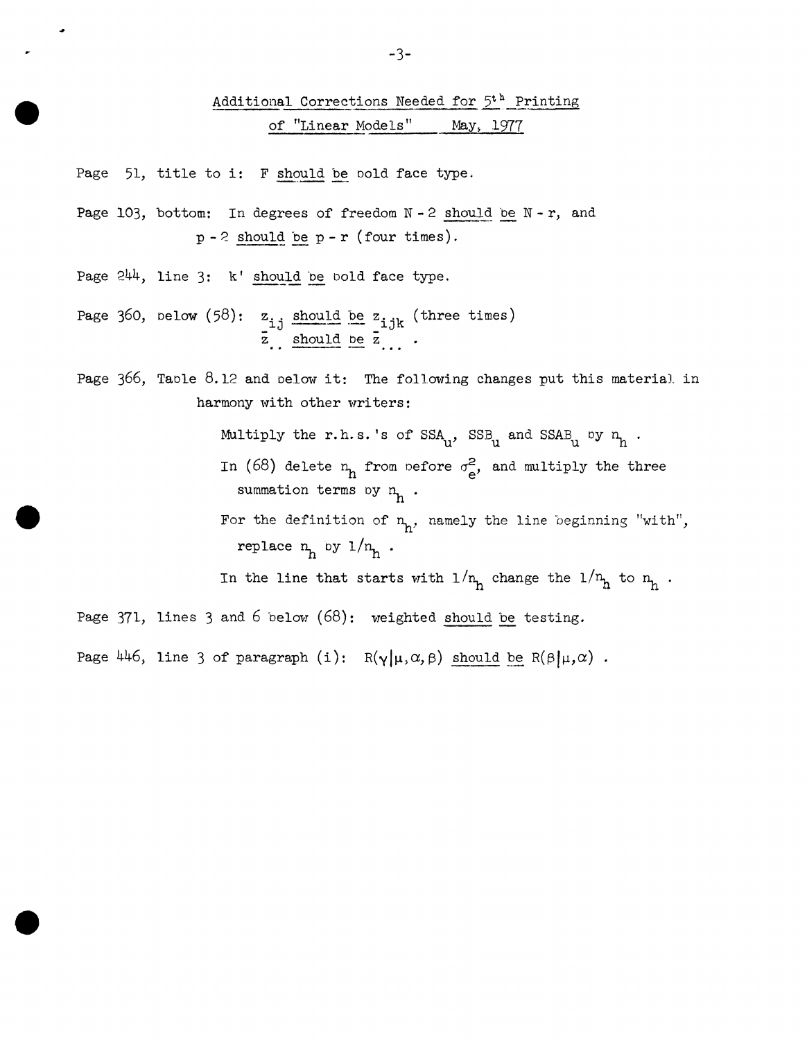## Additional Corrections Needed for 5th Printing of "Linear Models" May, 1977

Page 51, title to i: F should be bold face type.

Page 103, bottom: In degrees of freedom $N - 2$ should be $N - r$, and $p - 2$ should be $p - r$ (four times).

Page 244, line 3: k' should be bold face type.

Page 360, below (58): $z_{ij}$ should be $z_{ijk}$ (three times)
$\bar{z}_{..}$ should be $\bar{z}_{...}$ .

Page 366, Table 8.12 and below it: The following changes put this material in harmony with other writers:

Multiply the r.h.s.'s of $SSA_u$, $SSB_u$ and $SSAB_u$ by $n_h$ .

In (68) delete $n_h$ from before $\sigma_e^2$, and multiply the three summation terms by $n_h$ .

For the definition of $n_h$, namely the line beginning "with", replace $n_h$ by $1/n_h$ .

In the line that starts with $1/n_h$ change the $1/n_h$ to $n_h$ .

Page 371, lines 3 and 6 below (68): weighted should be testing.

Page 446, line 3 of paragraph (i): $R(\gamma|\mu,\alpha,\beta)$ should be $R(\beta|\mu,\alpha)$ .